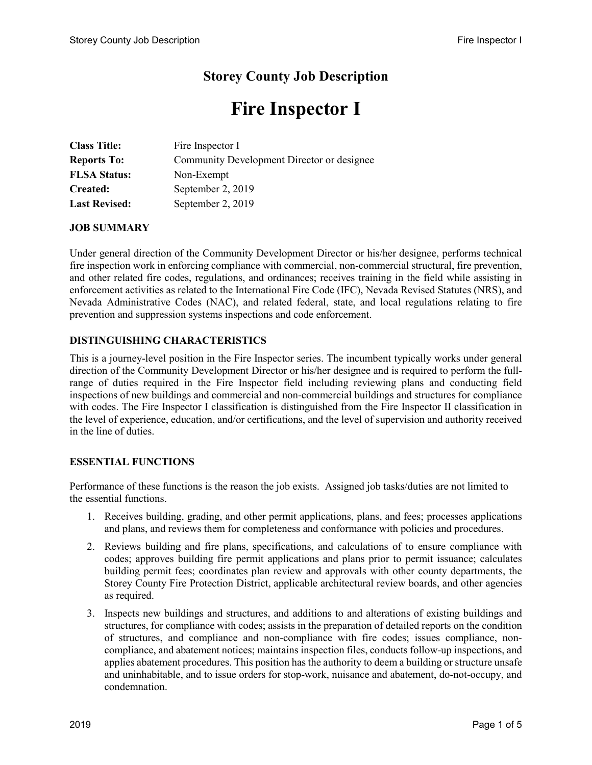# Storey County Job Description

# Fire Inspector I

| | |
|---|---|
| **Class Title:** | Fire Inspector I |
| **Reports To:** | Community Development Director or designee |
| **FLSA Status:** | Non-Exempt |
| **Created:** | September 2, 2019 |
| **Last Revised:** | September 2, 2019 |

## JOB SUMMARY

Under general direction of the Community Development Director or his/her designee, performs technical fire inspection work in enforcing compliance with commercial, non-commercial structural, fire prevention, and other related fire codes, regulations, and ordinances; receives training in the field while assisting in enforcement activities as related to the International Fire Code (IFC), Nevada Revised Statutes (NRS), and Nevada Administrative Codes (NAC), and related federal, state, and local regulations relating to fire prevention and suppression systems inspections and code enforcement.

## DISTINGUISHING CHARACTERISTICS

This is a journey-level position in the Fire Inspector series. The incumbent typically works under general direction of the Community Development Director or his/her designee and is required to perform the full-range of duties required in the Fire Inspector field including reviewing plans and conducting field inspections of new buildings and commercial and non-commercial buildings and structures for compliance with codes. The Fire Inspector I classification is distinguished from the Fire Inspector II classification in the level of experience, education, and/or certifications, and the level of supervision and authority received in the line of duties.

## ESSENTIAL FUNCTIONS

Performance of these functions is the reason the job exists. Assigned job tasks/duties are not limited to the essential functions.

1. Receives building, grading, and other permit applications, plans, and fees; processes applications and plans, and reviews them for completeness and conformance with policies and procedures.
2. Reviews building and fire plans, specifications, and calculations of to ensure compliance with codes; approves building fire permit applications and plans prior to permit issuance; calculates building permit fees; coordinates plan review and approvals with other county departments, the Storey County Fire Protection District, applicable architectural review boards, and other agencies as required.
3. Inspects new buildings and structures, and additions to and alterations of existing buildings and structures, for compliance with codes; assists in the preparation of detailed reports on the condition of structures, and compliance and non-compliance with fire codes; issues compliance, non-compliance, and abatement notices; maintains inspection files, conducts follow-up inspections, and applies abatement procedures. This position has the authority to deem a building or structure unsafe and uninhabitable, and to issue orders for stop-work, nuisance and abatement, do-not-occupy, and condemnation.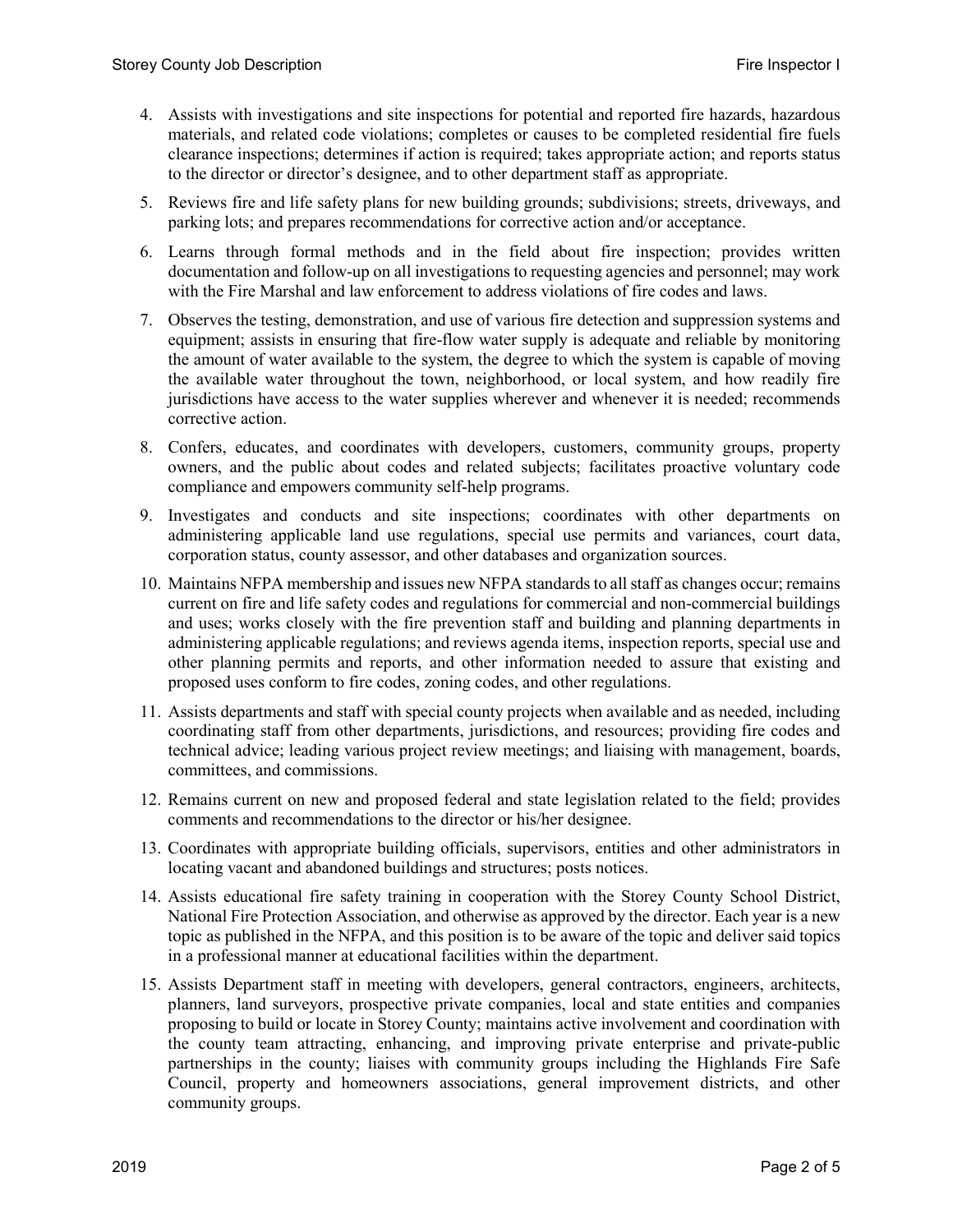4. Assists with investigations and site inspections for potential and reported fire hazards, hazardous materials, and related code violations; completes or causes to be completed residential fire fuels clearance inspections; determines if action is required; takes appropriate action; and reports status to the director or director's designee, and to other department staff as appropriate.

5. Reviews fire and life safety plans for new building grounds; subdivisions; streets, driveways, and parking lots; and prepares recommendations for corrective action and/or acceptance.

6. Learns through formal methods and in the field about fire inspection; provides written documentation and follow-up on all investigations to requesting agencies and personnel; may work with the Fire Marshal and law enforcement to address violations of fire codes and laws.

7. Observes the testing, demonstration, and use of various fire detection and suppression systems and equipment; assists in ensuring that fire-flow water supply is adequate and reliable by monitoring the amount of water available to the system, the degree to which the system is capable of moving the available water throughout the town, neighborhood, or local system, and how readily fire jurisdictions have access to the water supplies wherever and whenever it is needed; recommends corrective action.

8. Confers, educates, and coordinates with developers, customers, community groups, property owners, and the public about codes and related subjects; facilitates proactive voluntary code compliance and empowers community self-help programs.

9. Investigates and conducts and site inspections; coordinates with other departments on administering applicable land use regulations, special use permits and variances, court data, corporation status, county assessor, and other databases and organization sources.

10. Maintains NFPA membership and issues new NFPA standards to all staff as changes occur; remains current on fire and life safety codes and regulations for commercial and non-commercial buildings and uses; works closely with the fire prevention staff and building and planning departments in administering applicable regulations; and reviews agenda items, inspection reports, special use and other planning permits and reports, and other information needed to assure that existing and proposed uses conform to fire codes, zoning codes, and other regulations.

11. Assists departments and staff with special county projects when available and as needed, including coordinating staff from other departments, jurisdictions, and resources; providing fire codes and technical advice; leading various project review meetings; and liaising with management, boards, committees, and commissions.

12. Remains current on new and proposed federal and state legislation related to the field; provides comments and recommendations to the director or his/her designee.

13. Coordinates with appropriate building officials, supervisors, entities and other administrators in locating vacant and abandoned buildings and structures; posts notices.

14. Assists educational fire safety training in cooperation with the Storey County School District, National Fire Protection Association, and otherwise as approved by the director. Each year is a new topic as published in the NFPA, and this position is to be aware of the topic and deliver said topics in a professional manner at educational facilities within the department.

15. Assists Department staff in meeting with developers, general contractors, engineers, architects, planners, land surveyors, prospective private companies, local and state entities and companies proposing to build or locate in Storey County; maintains active involvement and coordination with the county team attracting, enhancing, and improving private enterprise and private-public partnerships in the county; liaises with community groups including the Highlands Fire Safe Council, property and homeowners associations, general improvement districts, and other community groups.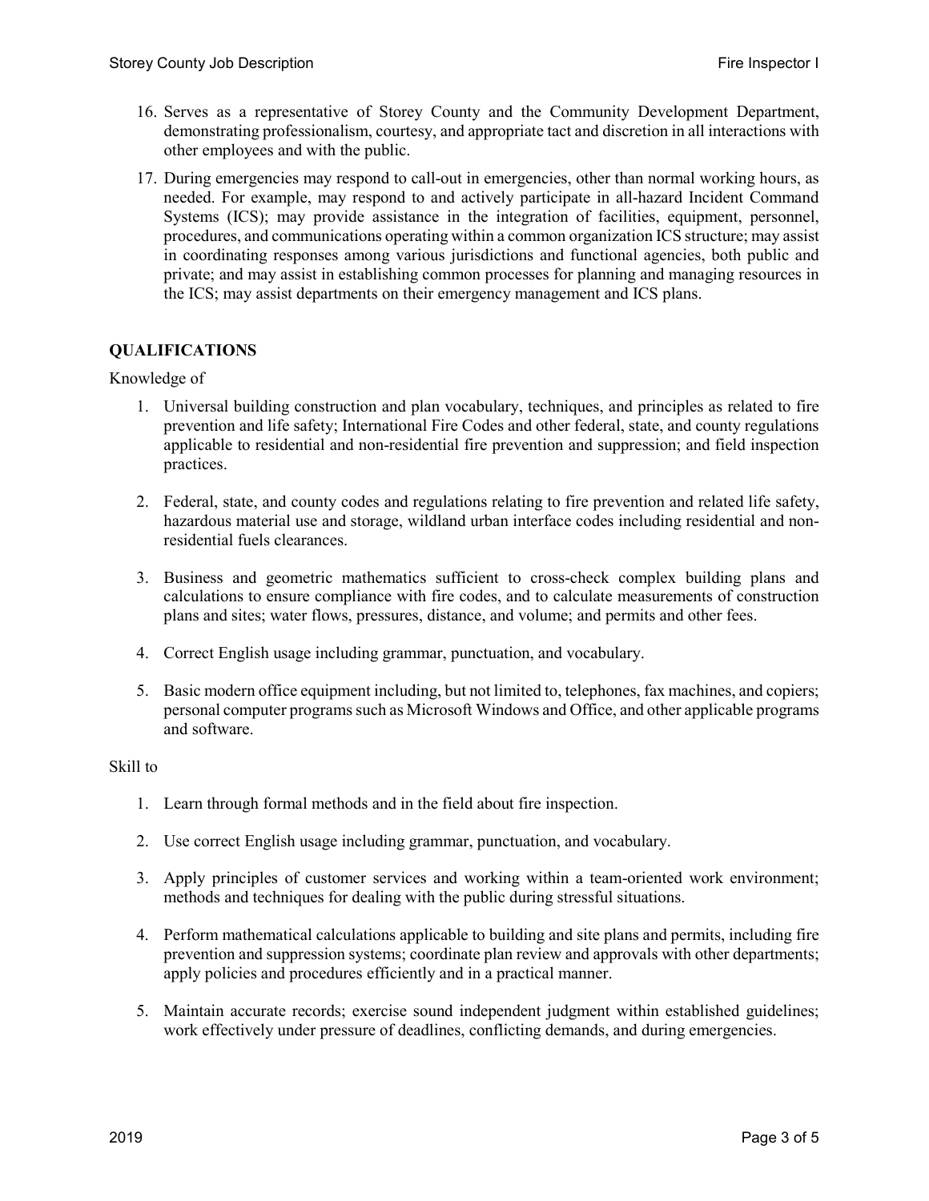16. Serves as a representative of Storey County and the Community Development Department, demonstrating professionalism, courtesy, and appropriate tact and discretion in all interactions with other employees and with the public.
17. During emergencies may respond to call-out in emergencies, other than normal working hours, as needed. For example, may respond to and actively participate in all-hazard Incident Command Systems (ICS); may provide assistance in the integration of facilities, equipment, personnel, procedures, and communications operating within a common organization ICS structure; may assist in coordinating responses among various jurisdictions and functional agencies, both public and private; and may assist in establishing common processes for planning and managing resources in the ICS; may assist departments on their emergency management and ICS plans.

## QUALIFICATIONS

Knowledge of

1. Universal building construction and plan vocabulary, techniques, and principles as related to fire prevention and life safety; International Fire Codes and other federal, state, and county regulations applicable to residential and non-residential fire prevention and suppression; and field inspection practices.
2. Federal, state, and county codes and regulations relating to fire prevention and related life safety, hazardous material use and storage, wildland urban interface codes including residential and non-residential fuels clearances.
3. Business and geometric mathematics sufficient to cross-check complex building plans and calculations to ensure compliance with fire codes, and to calculate measurements of construction plans and sites; water flows, pressures, distance, and volume; and permits and other fees.
4. Correct English usage including grammar, punctuation, and vocabulary.
5. Basic modern office equipment including, but not limited to, telephones, fax machines, and copiers; personal computer programs such as Microsoft Windows and Office, and other applicable programs and software.

Skill to

1. Learn through formal methods and in the field about fire inspection.
2. Use correct English usage including grammar, punctuation, and vocabulary.
3. Apply principles of customer services and working within a team-oriented work environment; methods and techniques for dealing with the public during stressful situations.
4. Perform mathematical calculations applicable to building and site plans and permits, including fire prevention and suppression systems; coordinate plan review and approvals with other departments; apply policies and procedures efficiently and in a practical manner.
5. Maintain accurate records; exercise sound independent judgment within established guidelines; work effectively under pressure of deadlines, conflicting demands, and during emergencies.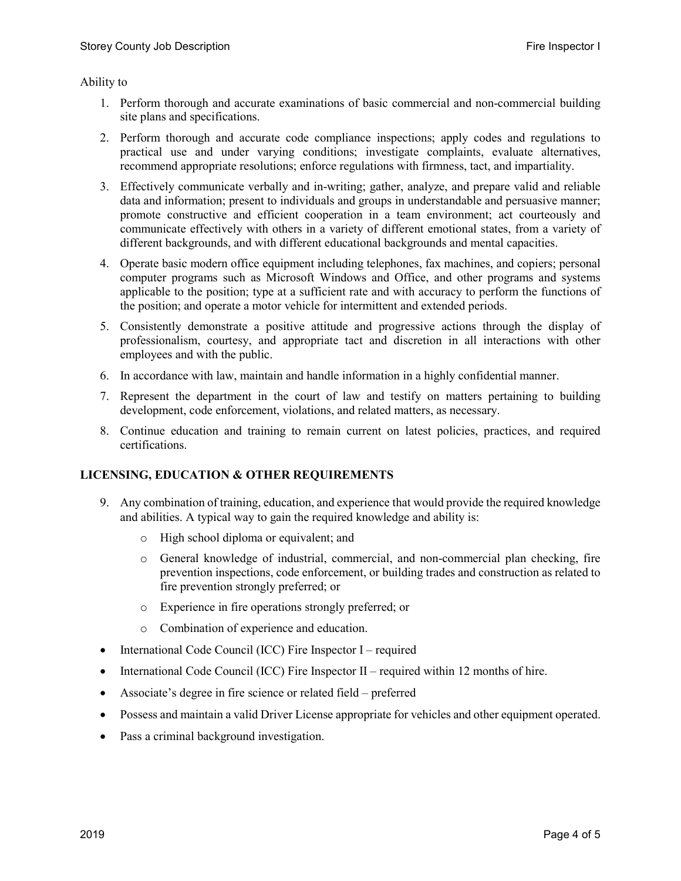Ability to

1. Perform thorough and accurate examinations of basic commercial and non-commercial building site plans and specifications.
2. Perform thorough and accurate code compliance inspections; apply codes and regulations to practical use and under varying conditions; investigate complaints, evaluate alternatives, recommend appropriate resolutions; enforce regulations with firmness, tact, and impartiality.
3. Effectively communicate verbally and in-writing; gather, analyze, and prepare valid and reliable data and information; present to individuals and groups in understandable and persuasive manner; promote constructive and efficient cooperation in a team environment; act courteously and communicate effectively with others in a variety of different emotional states, from a variety of different backgrounds, and with different educational backgrounds and mental capacities.
4. Operate basic modern office equipment including telephones, fax machines, and copiers; personal computer programs such as Microsoft Windows and Office, and other programs and systems applicable to the position; type at a sufficient rate and with accuracy to perform the functions of the position; and operate a motor vehicle for intermittent and extended periods.
5. Consistently demonstrate a positive attitude and progressive actions through the display of professionalism, courtesy, and appropriate tact and discretion in all interactions with other employees and with the public.
6. In accordance with law, maintain and handle information in a highly confidential manner.
7. Represent the department in the court of law and testify on matters pertaining to building development, code enforcement, violations, and related matters, as necessary.
8. Continue education and training to remain current on latest policies, practices, and required certifications.

**LICENSING, EDUCATION & OTHER REQUIREMENTS**

9. Any combination of training, education, and experience that would provide the required knowledge and abilities. A typical way to gain the required knowledge and ability is:
   - High school diploma or equivalent; and
   - General knowledge of industrial, commercial, and non-commercial plan checking, fire prevention inspections, code enforcement, or building trades and construction as related to fire prevention strongly preferred; or
   - Experience in fire operations strongly preferred; or
   - Combination of experience and education.

- International Code Council (ICC) Fire Inspector I – required
- International Code Council (ICC) Fire Inspector II – required within 12 months of hire.
- Associate's degree in fire science or related field – preferred
- Possess and maintain a valid Driver License appropriate for vehicles and other equipment operated.
- Pass a criminal background investigation.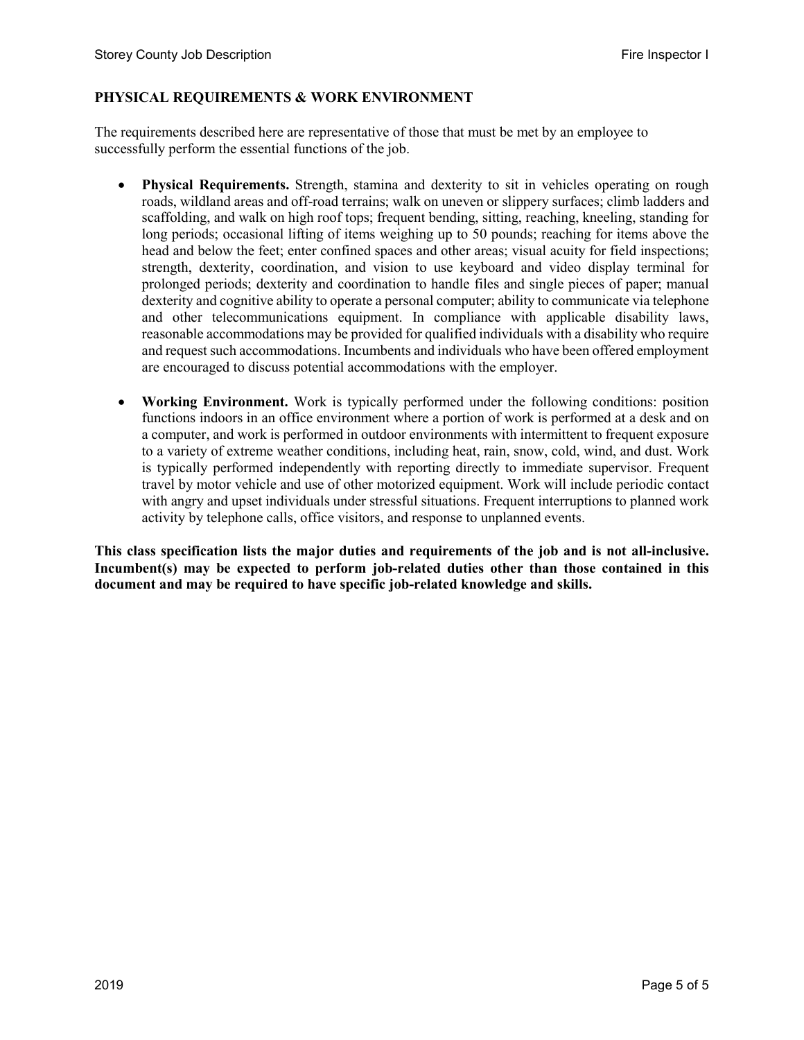**PHYSICAL REQUIREMENTS & WORK ENVIRONMENT**

The requirements described here are representative of those that must be met by an employee to successfully perform the essential functions of the job.

- **Physical Requirements.** Strength, stamina and dexterity to sit in vehicles operating on rough roads, wildland areas and off-road terrains; walk on uneven or slippery surfaces; climb ladders and scaffolding, and walk on high roof tops; frequent bending, sitting, reaching, kneeling, standing for long periods; occasional lifting of items weighing up to 50 pounds; reaching for items above the head and below the feet; enter confined spaces and other areas; visual acuity for field inspections; strength, dexterity, coordination, and vision to use keyboard and video display terminal for prolonged periods; dexterity and coordination to handle files and single pieces of paper; manual dexterity and cognitive ability to operate a personal computer; ability to communicate via telephone and other telecommunications equipment. In compliance with applicable disability laws, reasonable accommodations may be provided for qualified individuals with a disability who require and request such accommodations. Incumbents and individuals who have been offered employment are encouraged to discuss potential accommodations with the employer.

- **Working Environment.** Work is typically performed under the following conditions: position functions indoors in an office environment where a portion of work is performed at a desk and on a computer, and work is performed in outdoor environments with intermittent to frequent exposure to a variety of extreme weather conditions, including heat, rain, snow, cold, wind, and dust. Work is typically performed independently with reporting directly to immediate supervisor. Frequent travel by motor vehicle and use of other motorized equipment. Work will include periodic contact with angry and upset individuals under stressful situations. Frequent interruptions to planned work activity by telephone calls, office visitors, and response to unplanned events.

**This class specification lists the major duties and requirements of the job and is not all-inclusive. Incumbent(s) may be expected to perform job-related duties other than those contained in this document and may be required to have specific job-related knowledge and skills.**